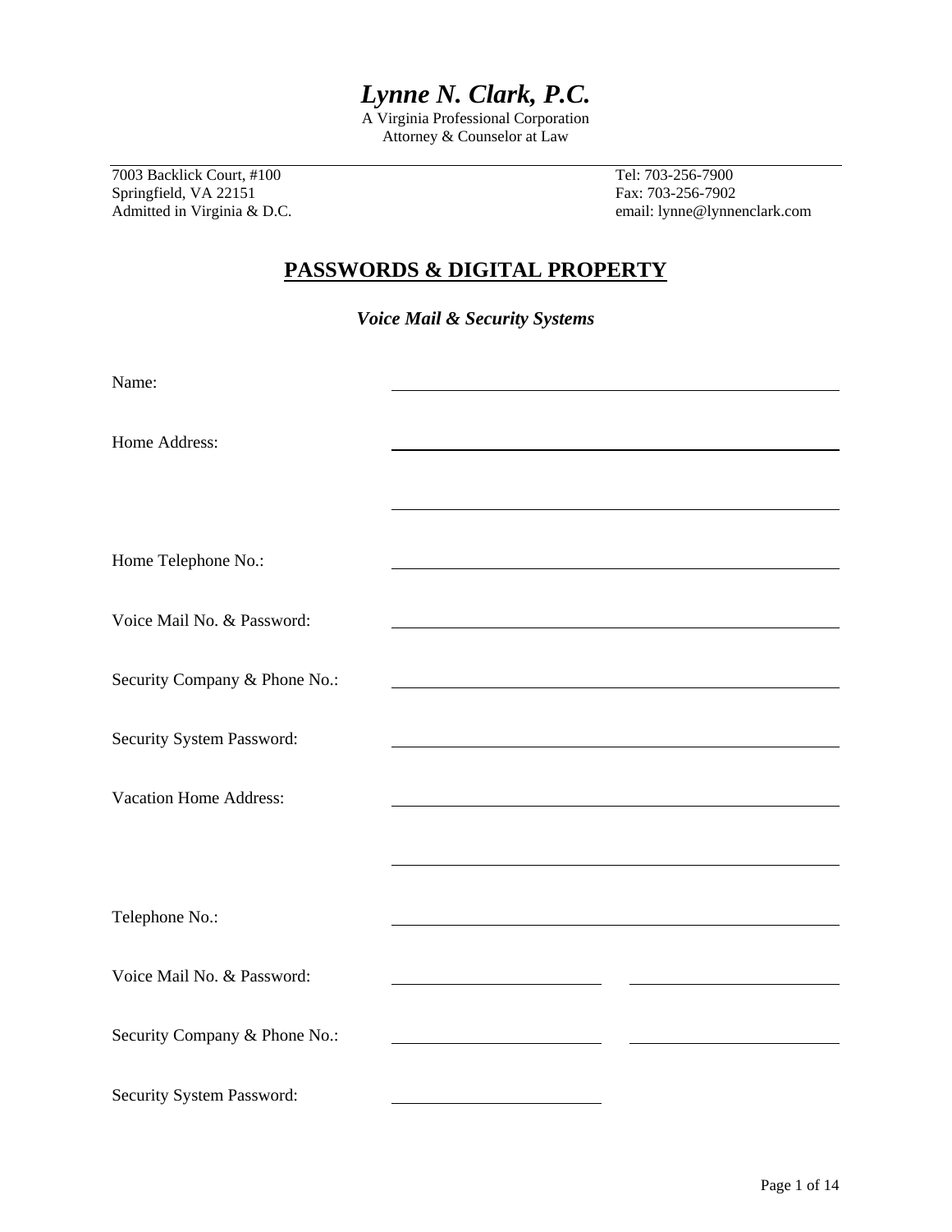# *Lynne N. Clark, P.C.*

A Virginia Professional Corporation
Attorney & Counselor at Law

7003 Backlick Court, #100
Springfield, VA 22151
Admitted in Virginia & D.C.

Tel: 703-256-7900
Fax: 703-256-7902
email: lynne@lynnenclark.com

## PASSWORDS & DIGITAL PROPERTY

### *Voice Mail & Security Systems*

Name: ______________________________

Home Address: ______________________________

______________________________

Home Telephone No.: ______________________________

Voice Mail No. & Password: ______________________________

Security Company & Phone No.: ______________________________

Security System Password: ______________________________

Vacation Home Address: ______________________________

______________________________

Telephone No.: ______________________________

Voice Mail No. & Password: ______________ ______________

Security Company & Phone No.: ______________ ______________

Security System Password: ______________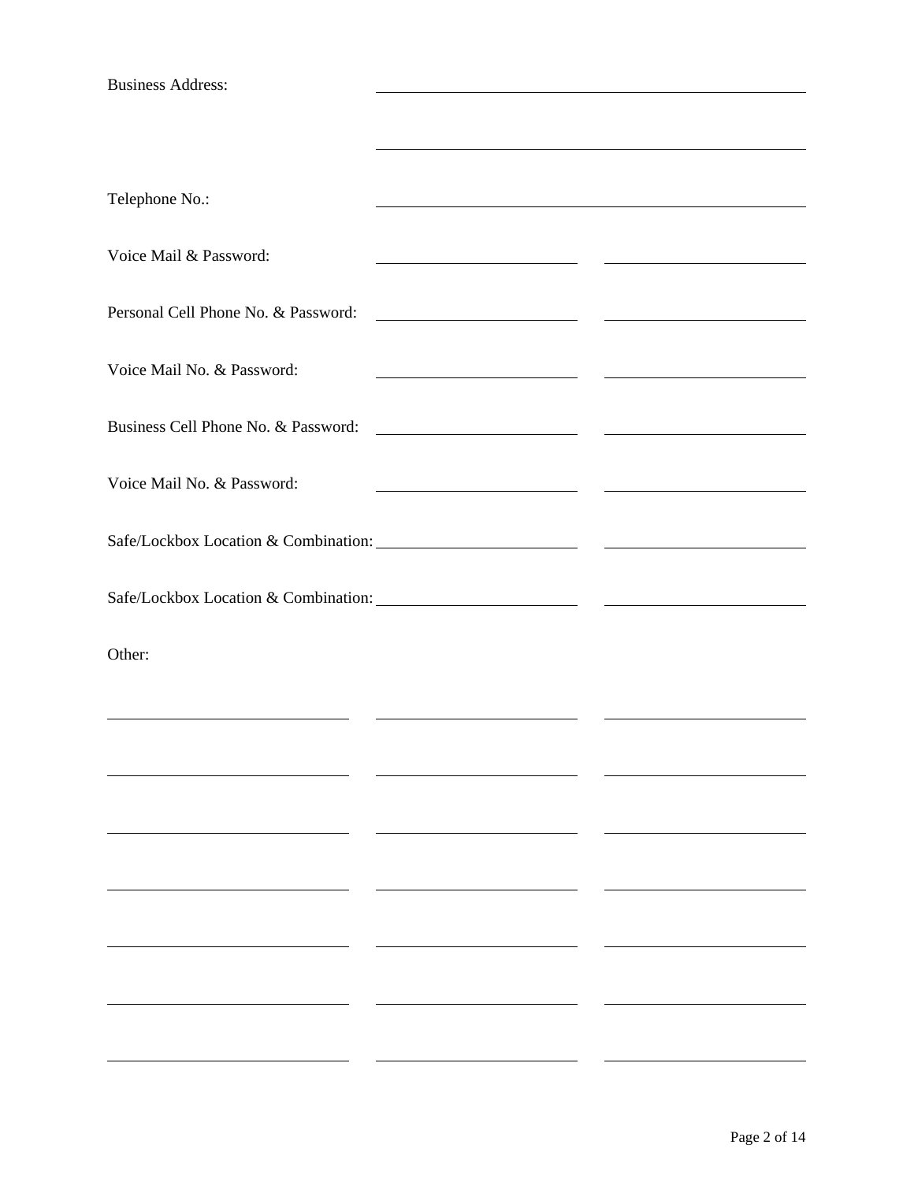Business Address: ______________________________________________

______________________________________________

Telephone No.: ______________________________________________

Voice Mail & Password: ____________________ ____________________

Personal Cell Phone No. & Password: ____________________ ____________________

Voice Mail No. & Password: ____________________ ____________________

Business Cell Phone No. & Password: ____________________ ____________________

Voice Mail No. & Password: ____________________ ____________________

Safe/Lockbox Location & Combination: ____________________ ____________________

Safe/Lockbox Location & Combination: ____________________ ____________________

Other:

____________________ ____________________ ____________________

____________________ ____________________ ____________________

____________________ ____________________ ____________________

____________________ ____________________ ____________________

____________________ ____________________ ____________________

____________________ ____________________ ____________________

____________________ ____________________ ____________________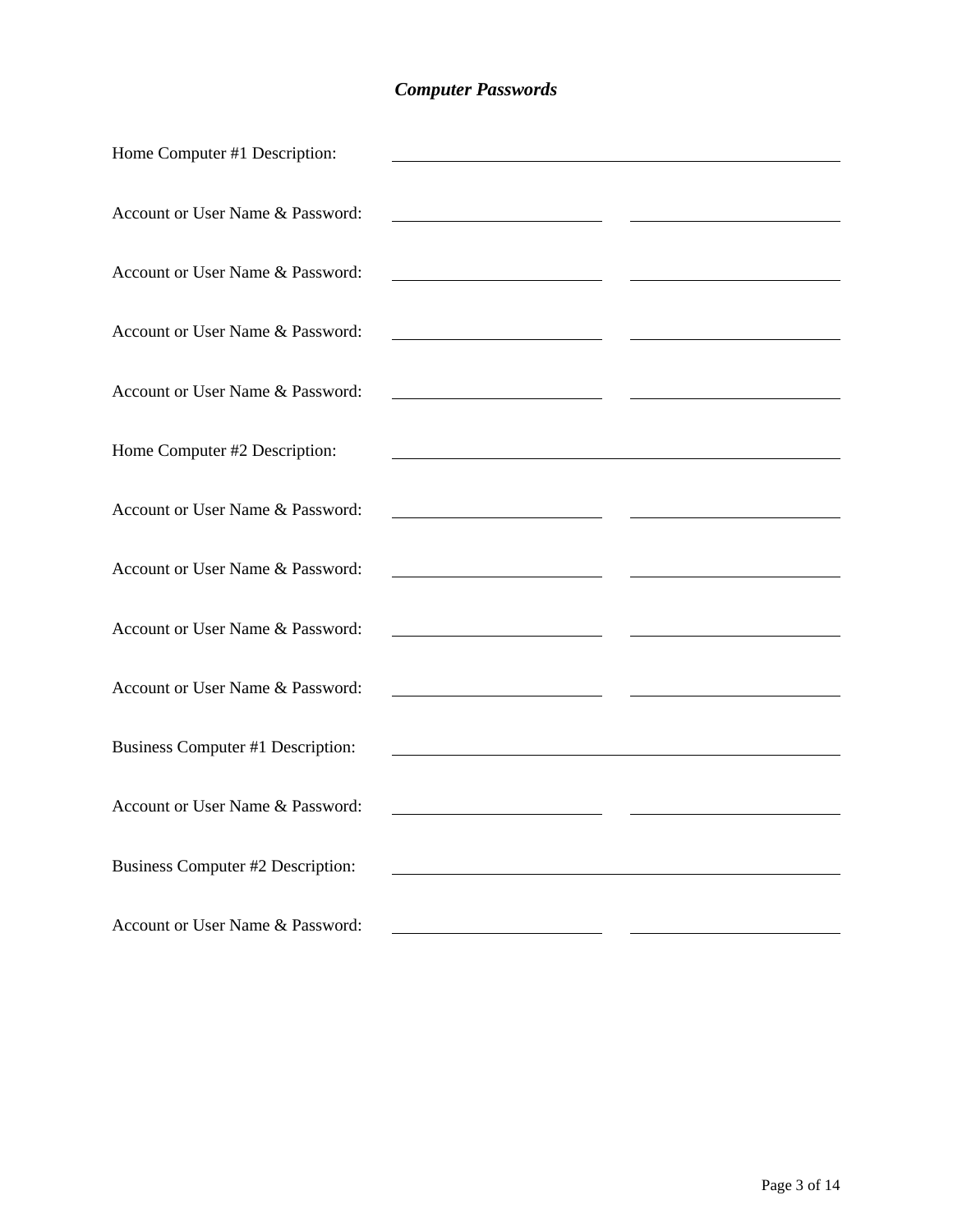### ***Computer Passwords***

Home Computer #1 Description: ______________________________

Account or User Name & Password: ______________ ______________

Account or User Name & Password: ______________ ______________

Account or User Name & Password: ______________ ______________

Account or User Name & Password: ______________ ______________

Home Computer #2 Description: ______________________________

Account or User Name & Password: ______________ ______________

Account or User Name & Password: ______________ ______________

Account or User Name & Password: ______________ ______________

Account or User Name & Password: ______________ ______________

Business Computer #1 Description: ______________________________

Account or User Name & Password: ______________ ______________

Business Computer #2 Description: ______________________________

Account or User Name & Password: ______________ ______________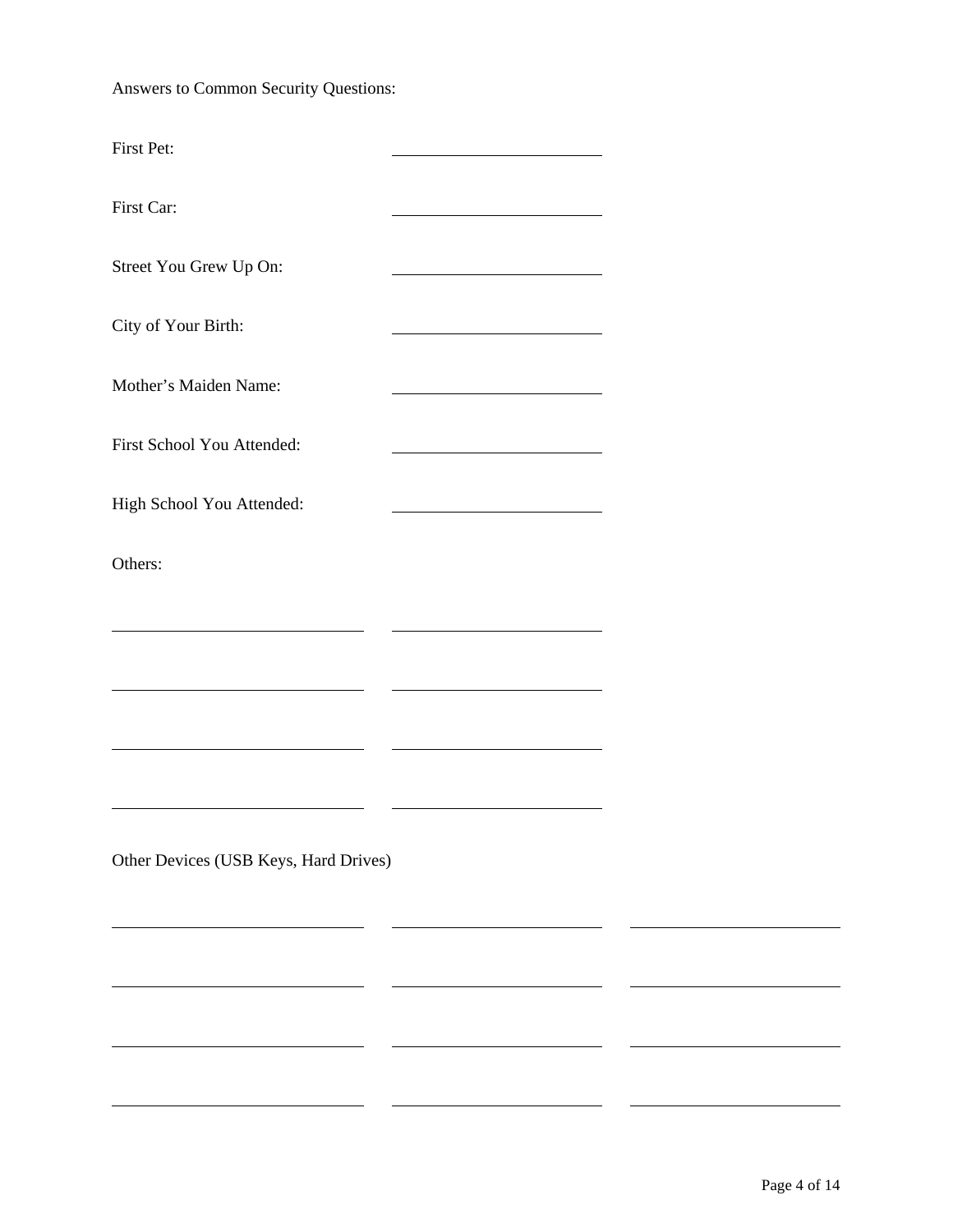Answers to Common Security Questions:

First Pet: ____________________

First Car: ____________________

Street You Grew Up On: ____________________

City of Your Birth: ____________________

Mother's Maiden Name: ____________________

First School You Attended: ____________________

High School You Attended: ____________________

Others:

____________________ ____________________

____________________ ____________________

____________________ ____________________

____________________ ____________________

Other Devices (USB Keys, Hard Drives)

____________________ ____________________ ____________________

____________________ ____________________ ____________________

____________________ ____________________ ____________________

____________________ ____________________ ____________________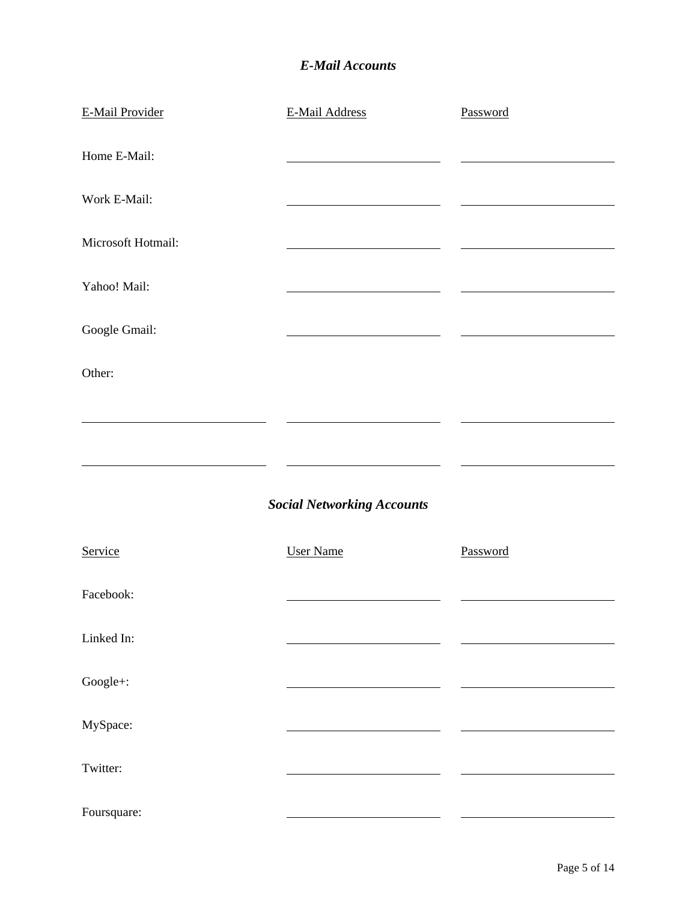### *E-Mail Accounts*

| E-Mail Provider | E-Mail Address | Password |
|---|---|---|
| Home E-Mail: | ______________________ | ______________________ |
| Work E-Mail: | ______________________ | ______________________ |
| Microsoft Hotmail: | ______________________ | ______________________ |
| Yahoo! Mail: | ______________________ | ______________________ |
| Google Gmail: | ______________________ | ______________________ |
| Other: | | |
| ______________________ | ______________________ | ______________________ |
| ______________________ | ______________________ | ______________________ |

### *Social Networking Accounts*

| Service | User Name | Password |
|---|---|---|
| Facebook: | ______________________ | ______________________ |
| Linked In: | ______________________ | ______________________ |
| Google+: | ______________________ | ______________________ |
| MySpace: | ______________________ | ______________________ |
| Twitter: | ______________________ | ______________________ |
| Foursquare: | ______________________ | ______________________ |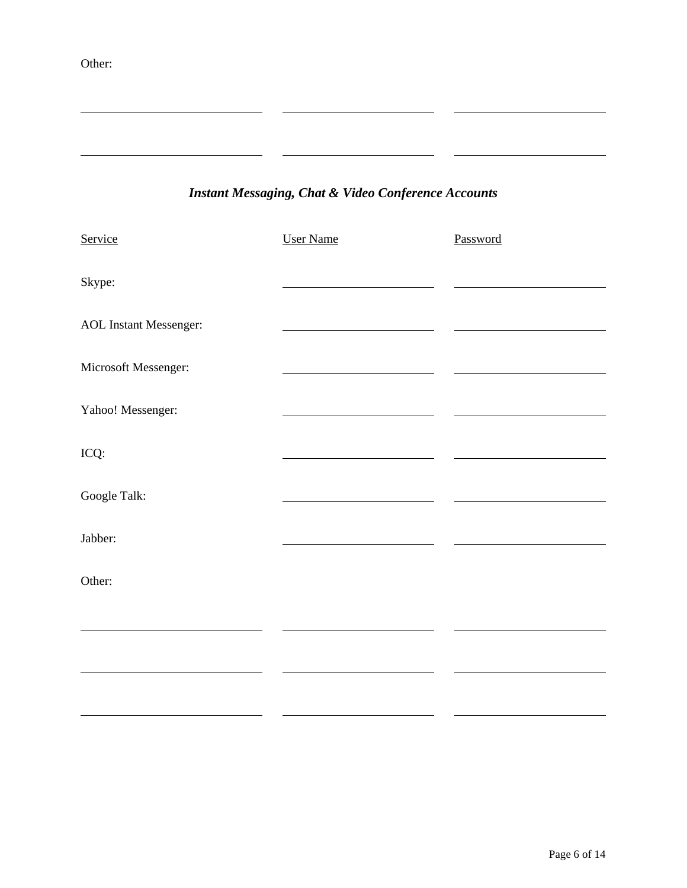Other:

| | | |
|---|---|---|
| | | |
| | | |

### *Instant Messaging, Chat & Video Conference Accounts*

| Service | User Name | Password |
|---|---|---|
| Skype: | | |
| AOL Instant Messenger: | | |
| Microsoft Messenger: | | |
| Yahoo! Messenger: | | |
| ICQ: | | |
| Google Talk: | | |
| Jabber: | | |

Other:

| | | |
|---|---|---|
| | | |
| | | |
| | | |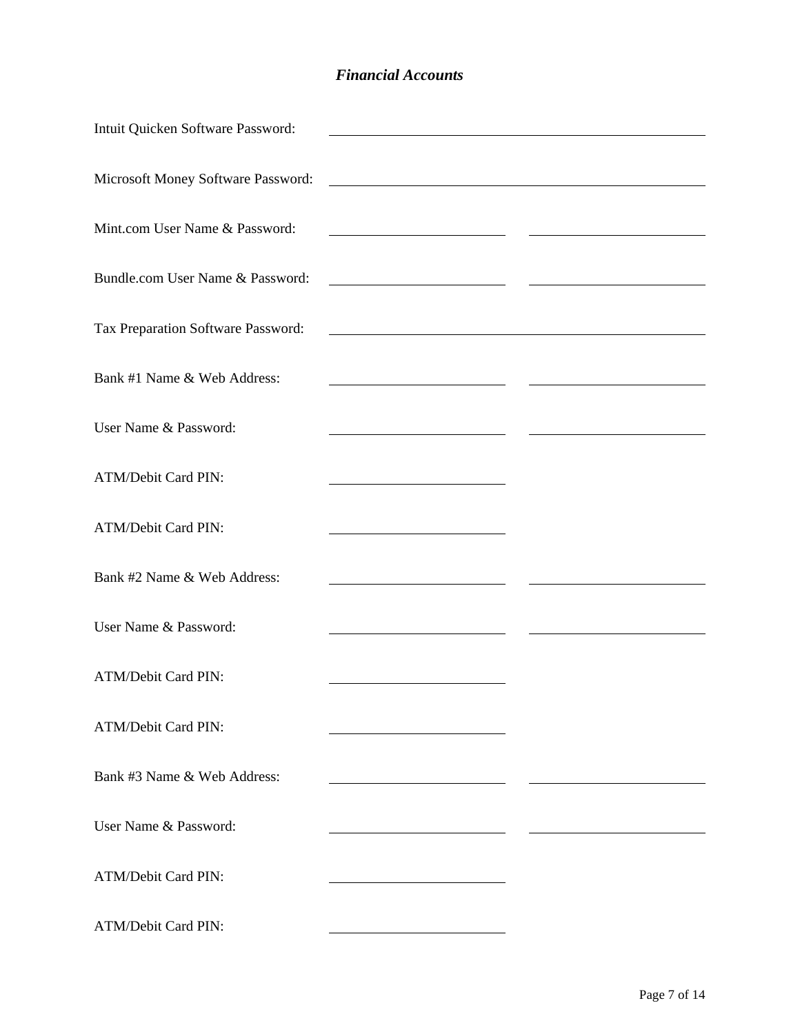## *Financial Accounts*

Intuit Quicken Software Password: ______________________________

Microsoft Money Software Password: ______________________________

Mint.com User Name & Password: ______________ ______________

Bundle.com User Name & Password: ______________ ______________

Tax Preparation Software Password: ______________________________

Bank #1 Name & Web Address: ______________ ______________

User Name & Password: ______________ ______________

ATM/Debit Card PIN: ______________

ATM/Debit Card PIN: ______________

Bank #2 Name & Web Address: ______________ ______________

User Name & Password: ______________ ______________

ATM/Debit Card PIN: ______________

ATM/Debit Card PIN: ______________

Bank #3 Name & Web Address: ______________ ______________

User Name & Password: ______________ ______________

ATM/Debit Card PIN: ______________

ATM/Debit Card PIN: ______________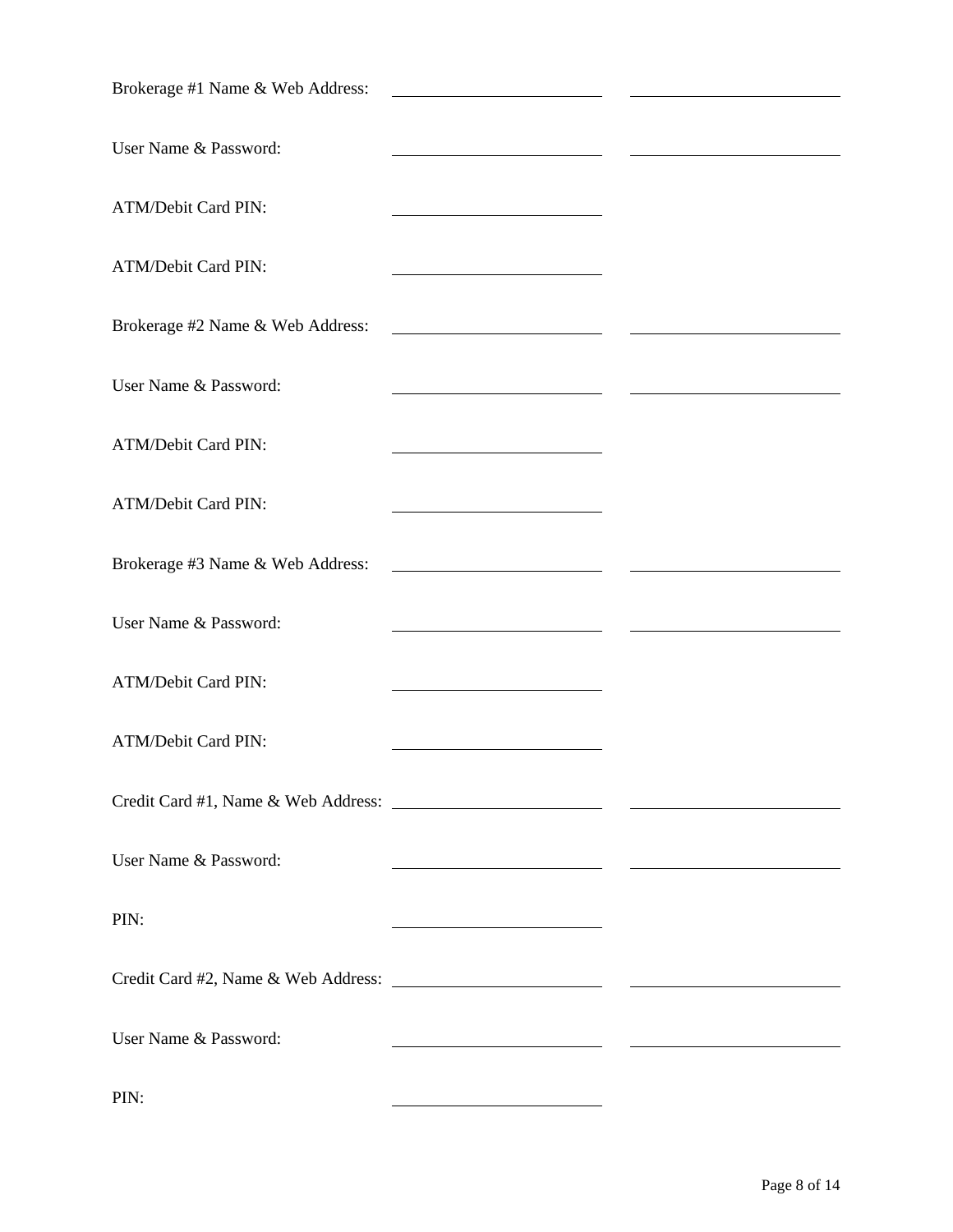Brokerage #1 Name & Web Address: ________________________ ________________________

User Name & Password: ________________________ ________________________

ATM/Debit Card PIN: ________________________

ATM/Debit Card PIN: ________________________

Brokerage #2 Name & Web Address: ________________________ ________________________

User Name & Password: ________________________ ________________________

ATM/Debit Card PIN: ________________________

ATM/Debit Card PIN: ________________________

Brokerage #3 Name & Web Address: ________________________ ________________________

User Name & Password: ________________________ ________________________

ATM/Debit Card PIN: ________________________

ATM/Debit Card PIN: ________________________

Credit Card #1, Name & Web Address: ________________________ ________________________

User Name & Password: ________________________ ________________________

PIN: ________________________

Credit Card #2, Name & Web Address: ________________________ ________________________

User Name & Password: ________________________ ________________________

PIN: ________________________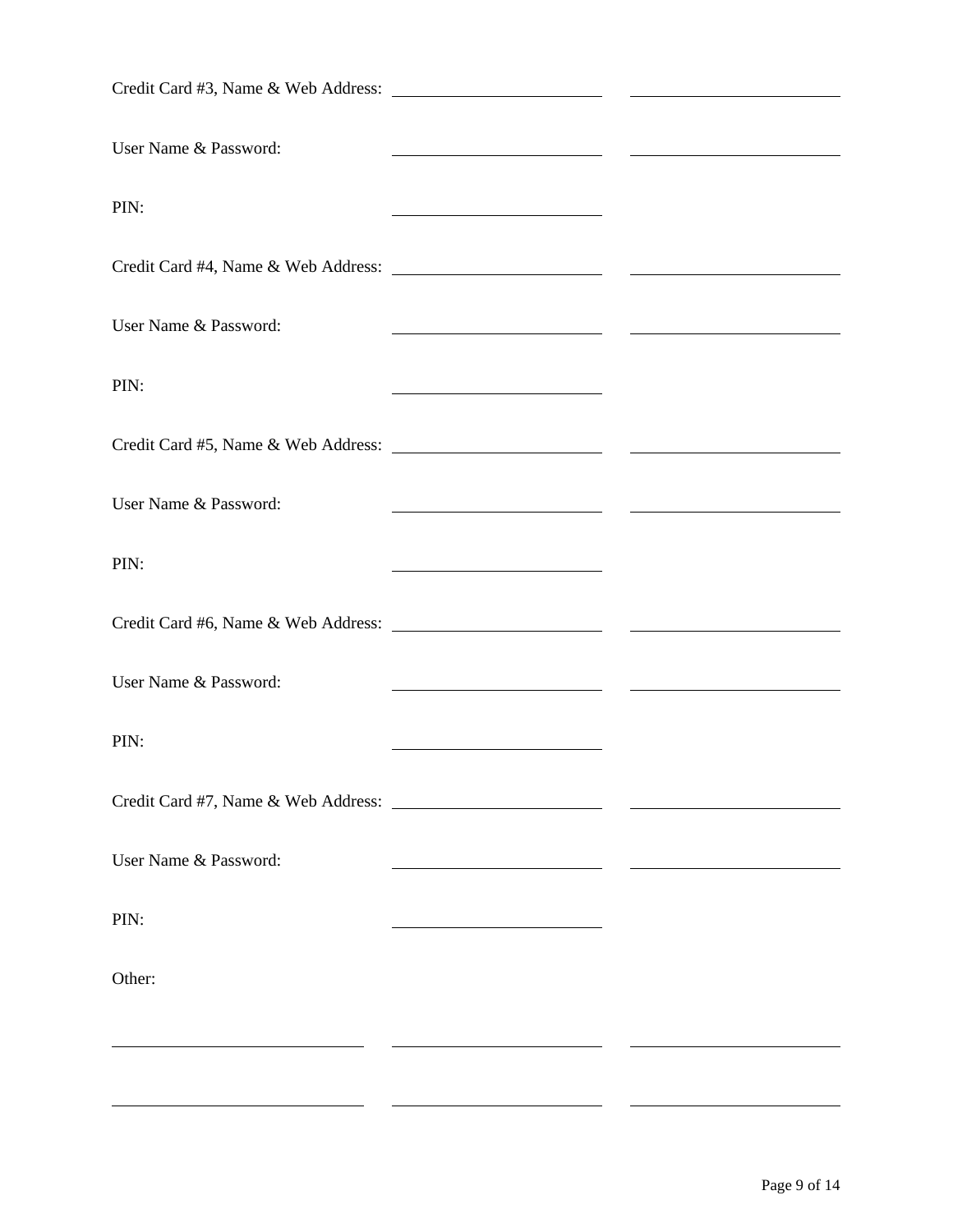Credit Card #3, Name & Web Address: ______________________ ______________________

User Name & Password: ______________________ ______________________

PIN: ______________________

Credit Card #4, Name & Web Address: ______________________ ______________________

User Name & Password: ______________________ ______________________

PIN: ______________________

Credit Card #5, Name & Web Address: ______________________ ______________________

User Name & Password: ______________________ ______________________

PIN: ______________________

Credit Card #6, Name & Web Address: ______________________ ______________________

User Name & Password: ______________________ ______________________

PIN: ______________________

Credit Card #7, Name & Web Address: ______________________ ______________________

User Name & Password: ______________________ ______________________

PIN: ______________________

Other:

______________________ ______________________ ______________________

______________________ ______________________ ______________________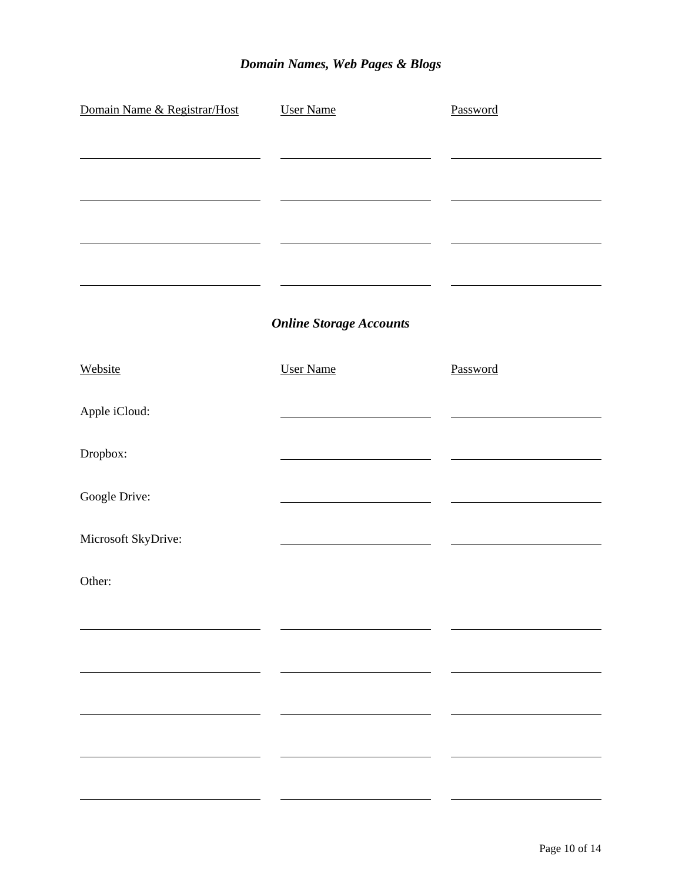## *Domain Names, Web Pages & Blogs*

| Domain Name & Registrar/Host | User Name | Password |
| --- | --- | --- |
| | | |
| | | |
| | | |
| | | |

## *Online Storage Accounts*

| Website | User Name | Password |
| --- | --- | --- |
| Apple iCloud: | | |
| Dropbox: | | |
| Google Drive: | | |
| Microsoft SkyDrive: | | |
| Other: | | |
| | | |
| | | |
| | | |
| | | |
| | | |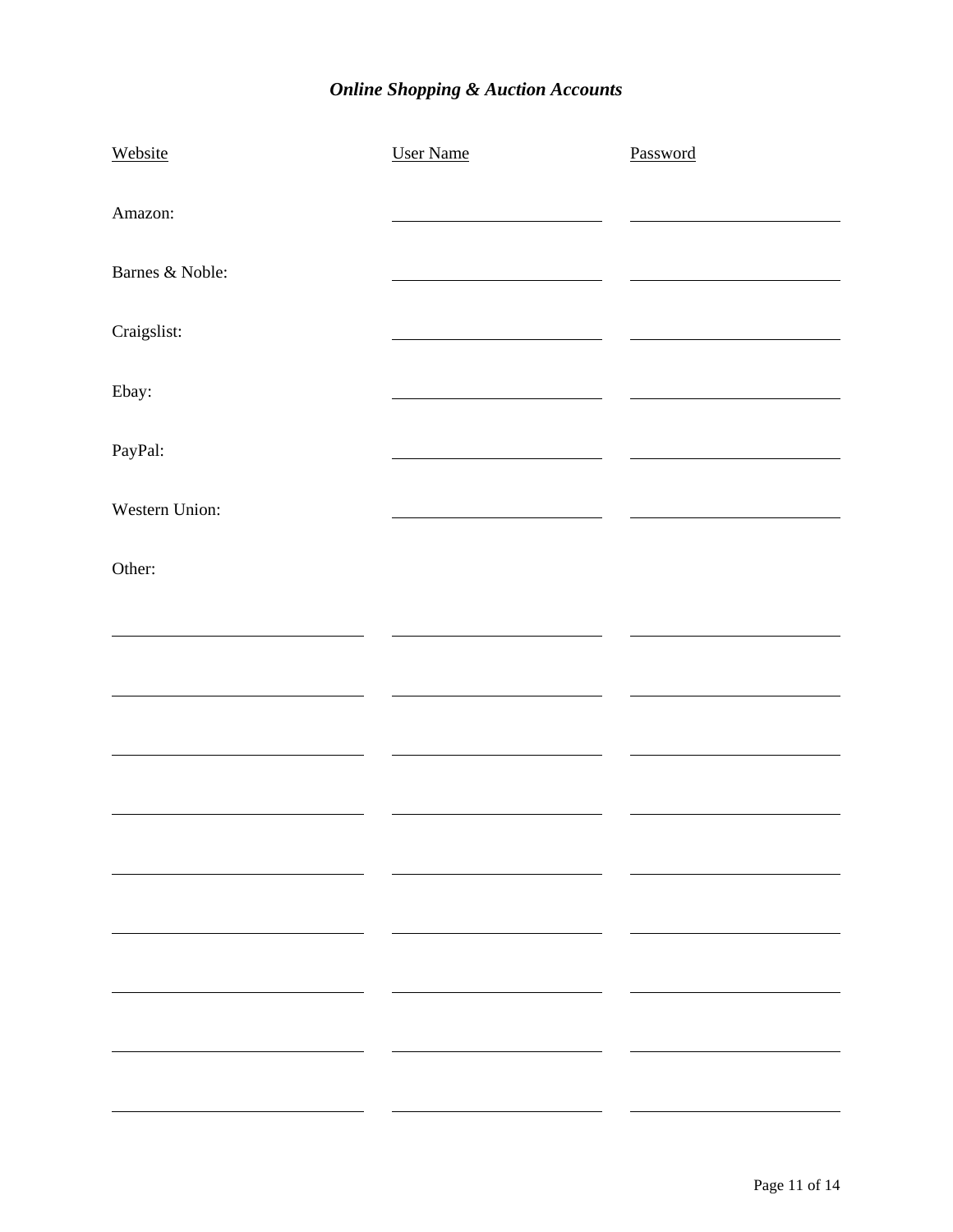## *Online Shopping & Auction Accounts*

| Website | User Name | Password |
|---|---|---|
| Amazon: | | |
| Barnes & Noble: | | |
| Craigslist: | | |
| Ebay: | | |
| PayPal: | | |
| Western Union: | | |
| Other: | | |
| | | |
| | | |
| | | |
| | | |
| | | |
| | | |
| | | |
| | | |
| | | |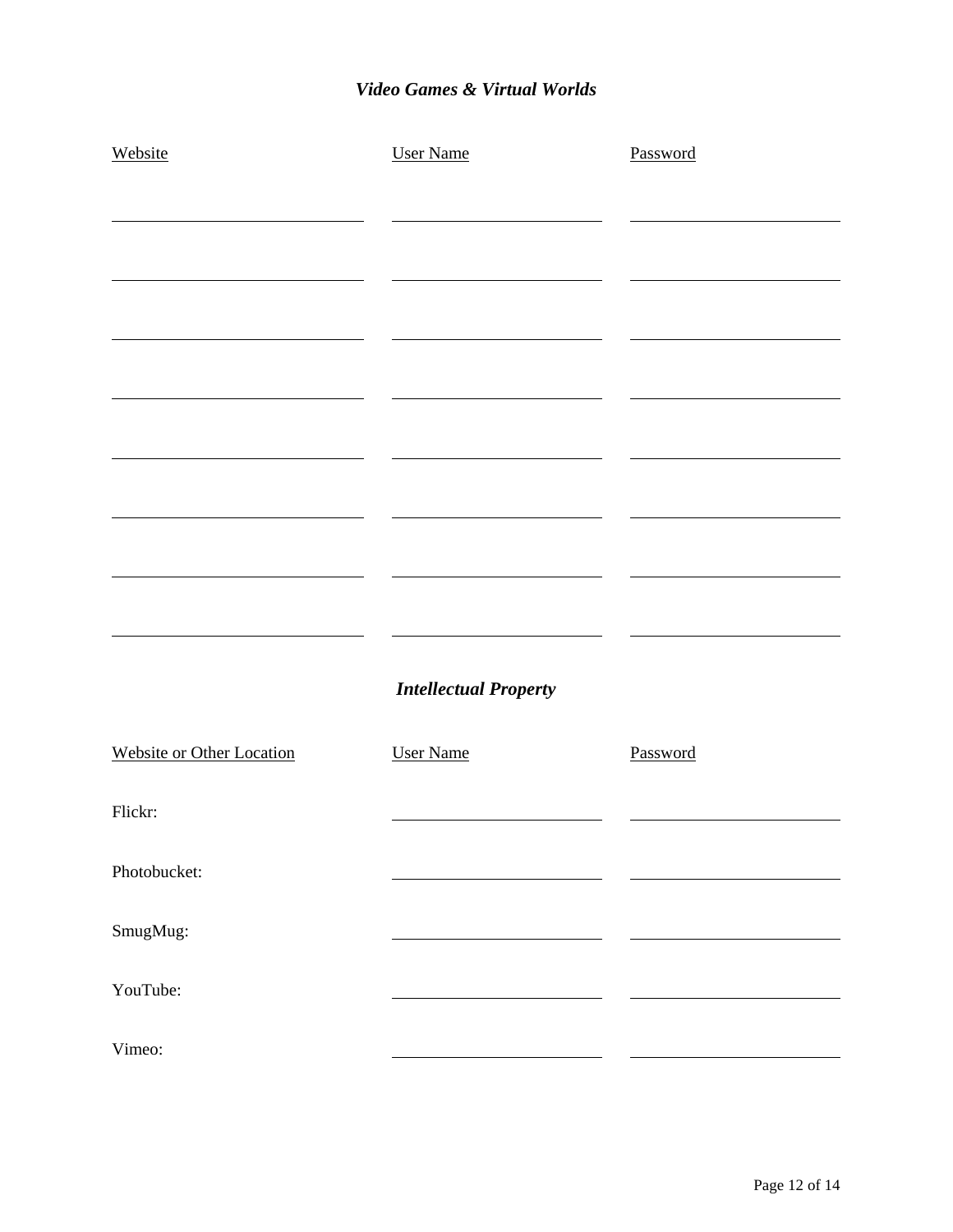### *Video Games & Virtual Worlds*

| Website | User Name | Password |
|---|---|---|
| | | |
| | | |
| | | |
| | | |
| | | |
| | | |
| | | |
| | | |

### *Intellectual Property*

| Website or Other Location | User Name | Password |
|---|---|---|
| Flickr: | | |
| Photobucket: | | |
| SmugMug: | | |
| YouTube: | | |
| Vimeo: | | |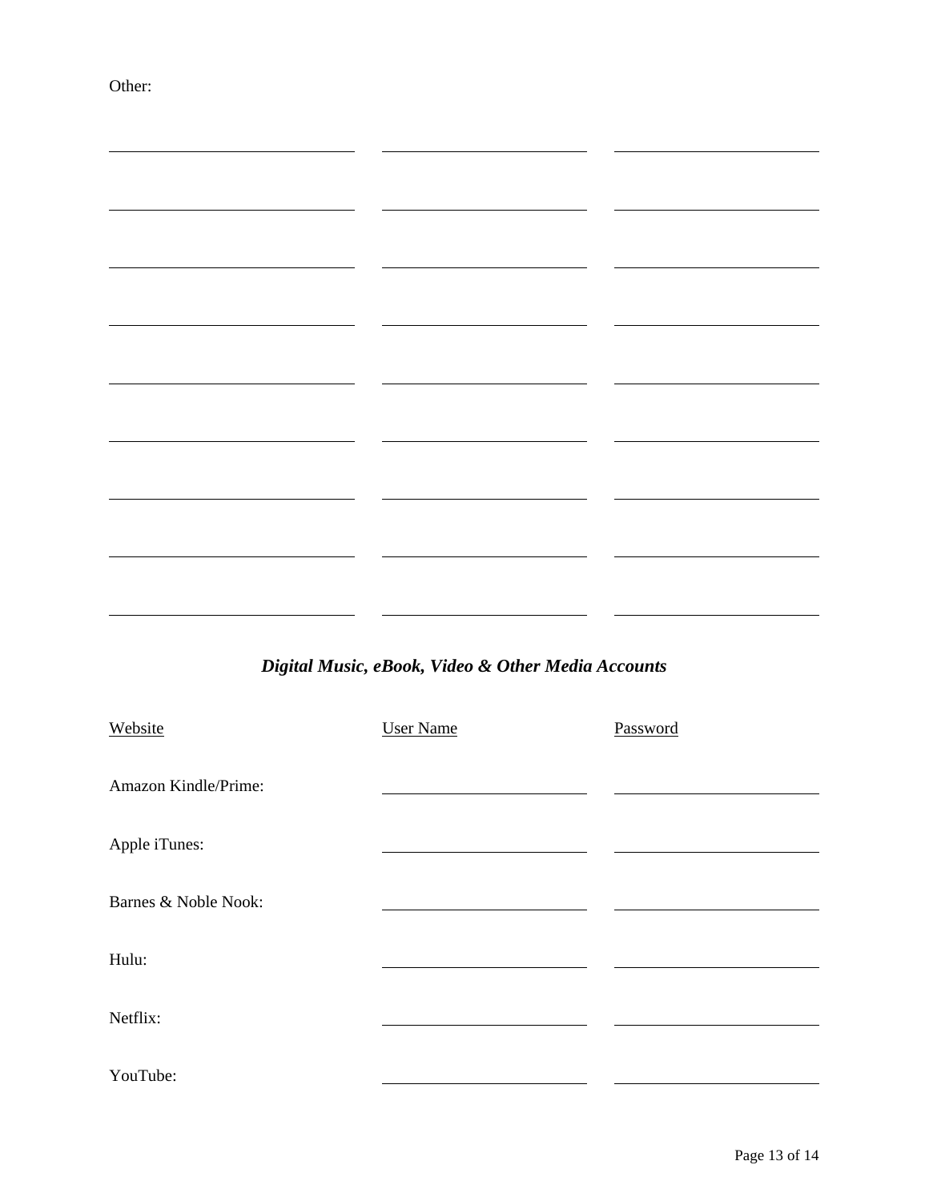Other:

| | | |
|---|---|---|
| | | |
| | | |
| | | |
| | | |
| | | |
| | | |
| | | |
| | | |
| | | |

### *Digital Music, eBook, Video & Other Media Accounts*

| Website | User Name | Password |
|---|---|---|
| Amazon Kindle/Prime: | | |
| Apple iTunes: | | |
| Barnes & Noble Nook: | | |
| Hulu: | | |
| Netflix: | | |
| YouTube: | | |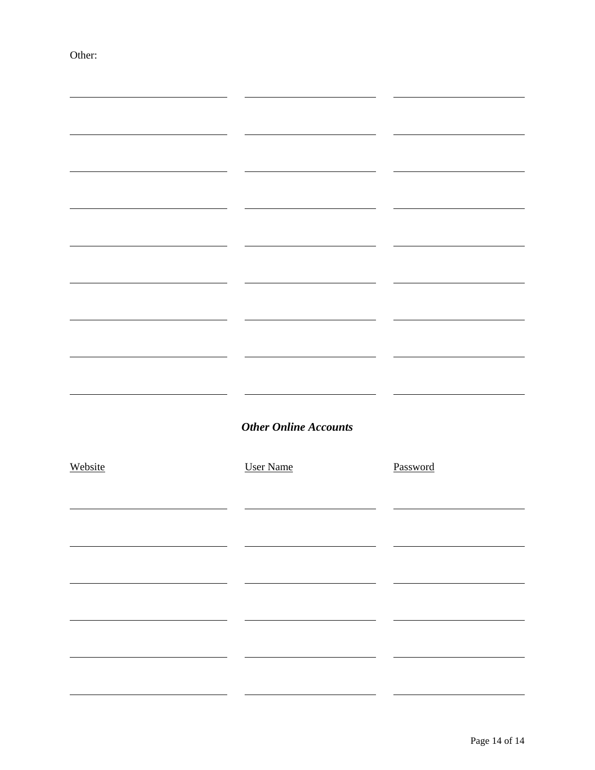Other:

| | | |
|---|---|---|
| | | |
| | | |
| | | |
| | | |
| | | |
| | | |
| | | |
| | | |
| | | |

### *Other Online Accounts*

| Website | User Name | Password |
|---|---|---|
| | | |
| | | |
| | | |
| | | |
| | | |
| | | |